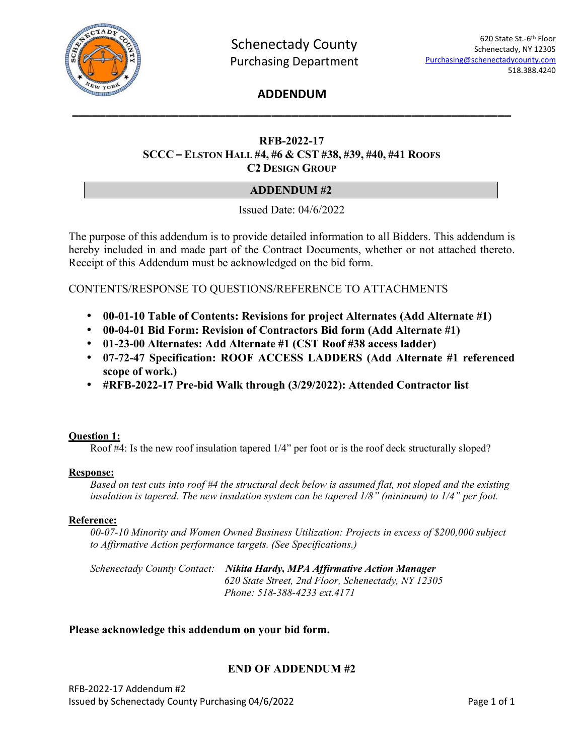Schenectady County
Purchasing Department

620 State St.-6th Floor
Schenectady, NY 12305
Purchasing@schenectadycounty.com
518.388.4240

# ADDENDUM

---

## RFB-2022-17
## SCCC – ELSTON HALL #4, #6 & CST #38, #39, #40, #41 ROOFS
## C2 DESIGN GROUP

### ADDENDUM #2

Issued Date: 04/6/2022

The purpose of this addendum is to provide detailed information to all Bidders. This addendum is hereby included in and made part of the Contract Documents, whether or not attached thereto. Receipt of this Addendum must be acknowledged on the bid form.

CONTENTS/RESPONSE TO QUESTIONS/REFERENCE TO ATTACHMENTS

- **00-01-10 Table of Contents: Revisions for project Alternates (Add Alternate #1)**
- **00-04-01 Bid Form: Revision of Contractors Bid form (Add Alternate #1)**
- **01-23-00 Alternates: Add Alternate #1 (CST Roof #38 access ladder)**
- **07-72-47 Specification: ROOF ACCESS LADDERS (Add Alternate #1 referenced scope of work.)**
- **#RFB-2022-17 Pre-bid Walk through (3/29/2022): Attended Contractor list**

**Question 1:**

Roof #4: Is the new roof insulation tapered 1/4" per foot or is the roof deck structurally sloped?

**Response:**

*Based on test cuts into roof #4 the structural deck below is assumed flat, not sloped and the existing insulation is tapered. The new insulation system can be tapered 1/8" (minimum) to 1/4" per foot.*

**Reference:**

*00-07-10 Minority and Women Owned Business Utilization: Projects in excess of $200,000 subject to Affirmative Action performance targets. (See Specifications.)*

*Schenectady County Contact:* ***Nikita Hardy, MPA Affirmative Action Manager***
*620 State Street, 2nd Floor, Schenectady, NY 12305*
*Phone: 518-388-4233 ext.4171*

**Please acknowledge this addendum on your bid form.**

**END OF ADDENDUM #2**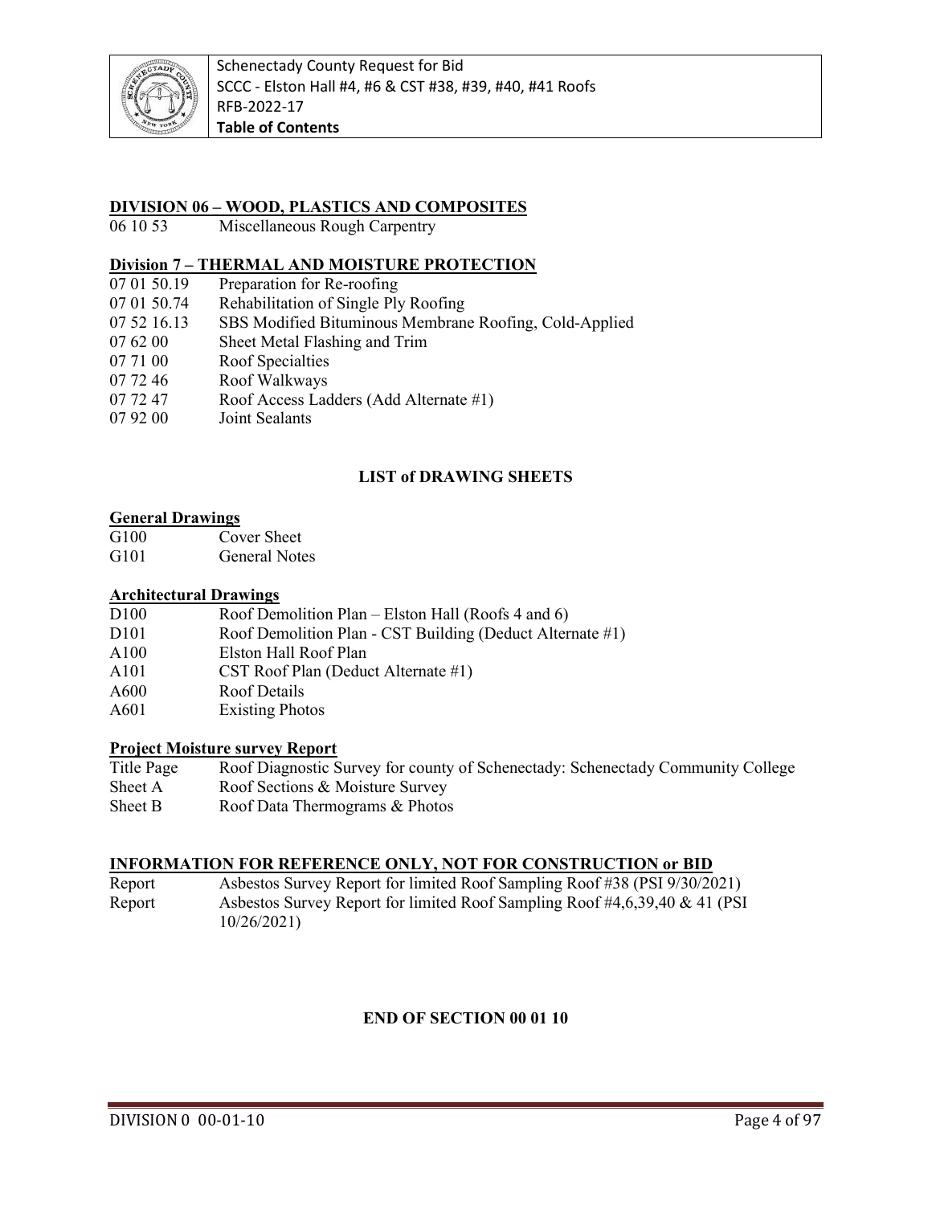## DIVISION 06 – WOOD, PLASTICS AND COMPOSITES

06 10 53 Miscellaneous Rough Carpentry

## Division 7 – THERMAL AND MOISTURE PROTECTION

07 01 50.19 Preparation for Re-roofing
07 01 50.74 Rehabilitation of Single Ply Roofing
07 52 16.13 SBS Modified Bituminous Membrane Roofing, Cold-Applied
07 62 00 Sheet Metal Flashing and Trim
07 71 00 Roof Specialties
07 72 46 Roof Walkways
07 72 47 Roof Access Ladders (Add Alternate #1)
07 92 00 Joint Sealants

## LIST of DRAWING SHEETS

### General Drawings

G100 Cover Sheet
G101 General Notes

### Architectural Drawings

D100 Roof Demolition Plan – Elston Hall (Roofs 4 and 6)
D101 Roof Demolition Plan - CST Building (Deduct Alternate #1)
A100 Elston Hall Roof Plan
A101 CST Roof Plan (Deduct Alternate #1)
A600 Roof Details
A601 Existing Photos

### Project Moisture survey Report

Title Page Roof Diagnostic Survey for county of Schenectady: Schenectady Community College
Sheet A Roof Sections & Moisture Survey
Sheet B Roof Data Thermograms & Photos

### INFORMATION FOR REFERENCE ONLY, NOT FOR CONSTRUCTION or BID

Report Asbestos Survey Report for limited Roof Sampling Roof #38 (PSI 9/30/2021)
Report Asbestos Survey Report for limited Roof Sampling Roof #4,6,39,40 & 41 (PSI 10/26/2021)

**END OF SECTION 00 01 10**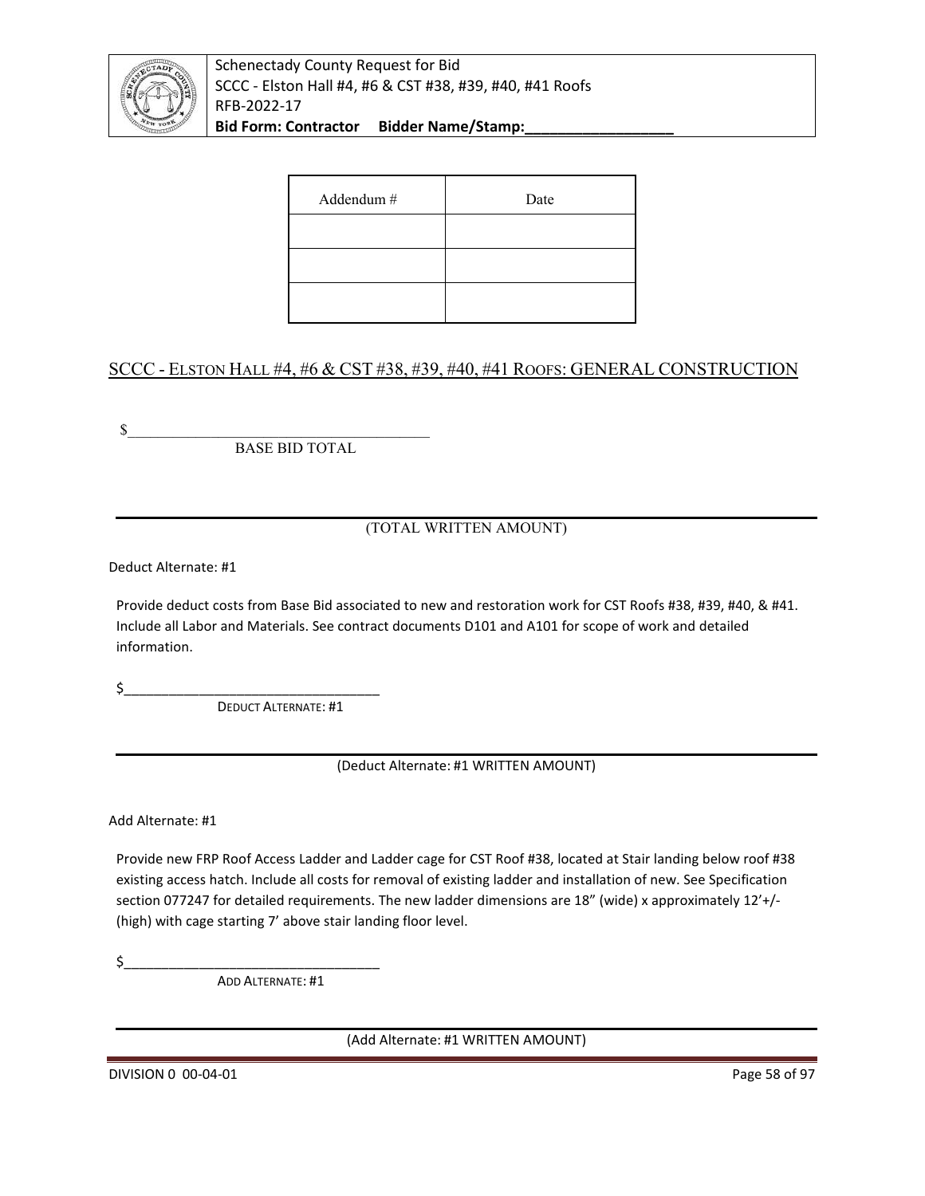| Addendum # | Date |
|---|---|
| | |
| | |
| | |

## SCCC - Elston Hall #4, #6 & CST #38, #39, #40, #41 Roofs: GENERAL CONSTRUCTION

$\_\_\_\_\_\_\_\_\_\_\_\_\_\_\_\_\_\_\_\_\_\_\_\_\_\_\_\_\_\_\_\_\_\_\_\_

BASE BID TOTAL

\_\_\_\_\_\_\_\_\_\_\_\_\_\_\_\_\_\_\_\_\_\_\_\_\_\_\_\_\_\_\_\_\_\_\_\_\_\_\_\_\_\_\_\_\_\_\_\_\_\_\_\_\_\_\_\_

(TOTAL WRITTEN AMOUNT)

Deduct Alternate: #1

Provide deduct costs from Base Bid associated to new and restoration work for CST Roofs #38, #39, #40, & #41. Include all Labor and Materials. See contract documents D101 and A101 for scope of work and detailed information.

$\_\_\_\_\_\_\_\_\_\_\_\_\_\_\_\_\_\_\_\_\_\_\_\_\_\_\_\_\_\_\_\_

DEDUCT ALTERNATE: #1

\_\_\_\_\_\_\_\_\_\_\_\_\_\_\_\_\_\_\_\_\_\_\_\_\_\_\_\_\_\_\_\_\_\_\_\_\_\_\_\_\_\_\_\_\_\_\_\_\_\_\_\_\_\_\_\_

(Deduct Alternate: #1 WRITTEN AMOUNT)

Add Alternate: #1

Provide new FRP Roof Access Ladder and Ladder cage for CST Roof #38, located at Stair landing below roof #38 existing access hatch. Include all costs for removal of existing ladder and installation of new. See Specification section 077247 for detailed requirements. The new ladder dimensions are 18" (wide) x approximately 12'+/- (high) with cage starting 7' above stair landing floor level.

$\_\_\_\_\_\_\_\_\_\_\_\_\_\_\_\_\_\_\_\_\_\_\_\_\_\_\_\_\_\_\_\_

ADD ALTERNATE: #1

\_\_\_\_\_\_\_\_\_\_\_\_\_\_\_\_\_\_\_\_\_\_\_\_\_\_\_\_\_\_\_\_\_\_\_\_\_\_\_\_\_\_\_\_\_\_\_\_\_\_\_\_\_\_\_\_

(Add Alternate: #1 WRITTEN AMOUNT)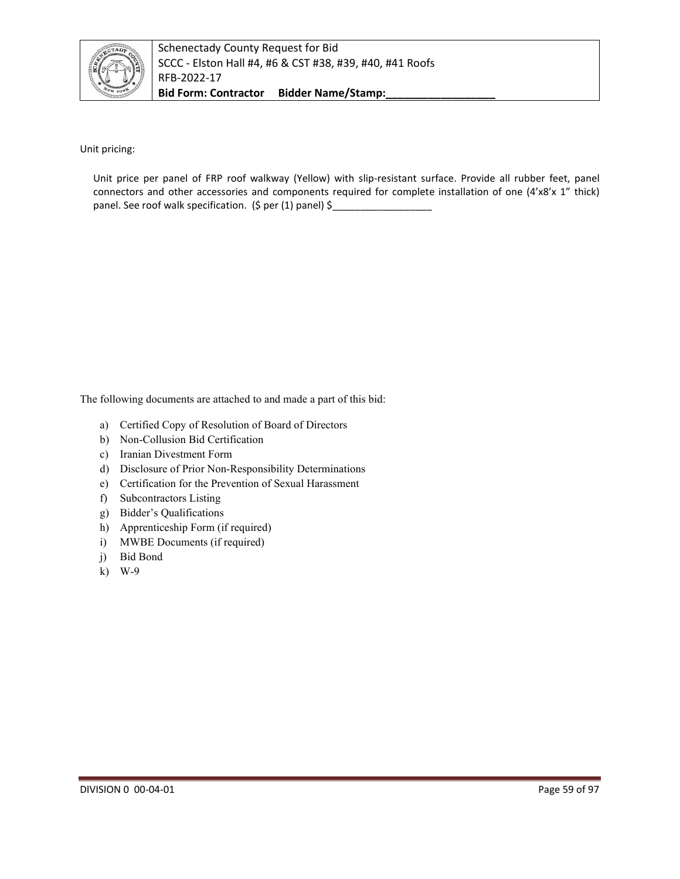Unit pricing:

Unit price per panel of FRP roof walkway (Yellow) with slip-resistant surface. Provide all rubber feet, panel connectors and other accessories and components required for complete installation of one (4'x8'x 1" thick) panel. See roof walk specification. ($ per (1) panel) $__________________

The following documents are attached to and made a part of this bid:

a) Certified Copy of Resolution of Board of Directors
b) Non-Collusion Bid Certification
c) Iranian Divestment Form
d) Disclosure of Prior Non-Responsibility Determinations
e) Certification for the Prevention of Sexual Harassment
f) Subcontractors Listing
g) Bidder's Qualifications
h) Apprenticeship Form (if required)
i) MWBE Documents (if required)
j) Bid Bond
k) W-9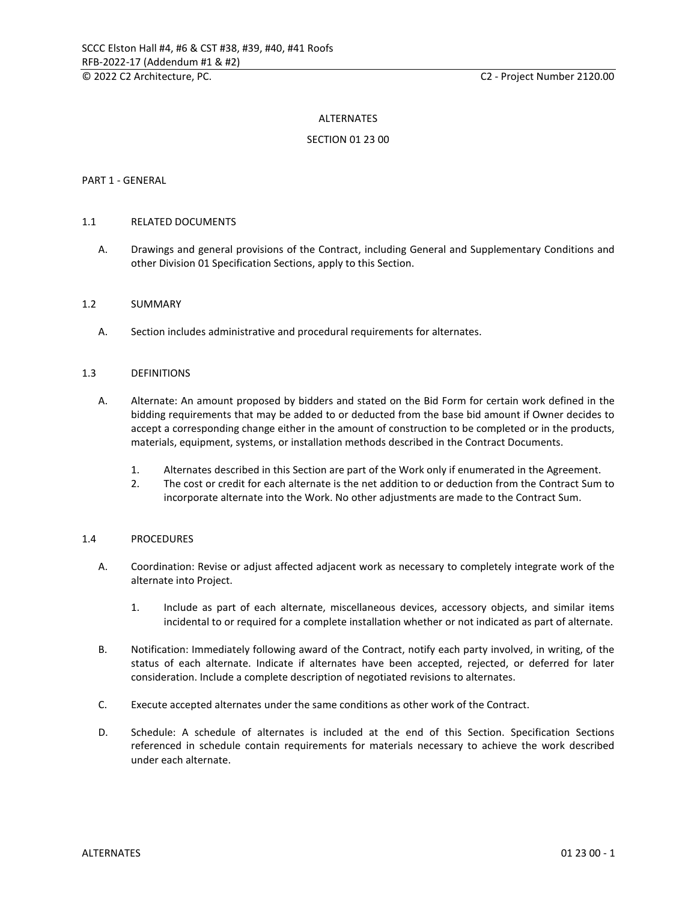# ALTERNATES

## SECTION 01 23 00

## PART 1 - GENERAL

### 1.1 RELATED DOCUMENTS

A. Drawings and general provisions of the Contract, including General and Supplementary Conditions and other Division 01 Specification Sections, apply to this Section.

### 1.2 SUMMARY

A. Section includes administrative and procedural requirements for alternates.

### 1.3 DEFINITIONS

A. Alternate: An amount proposed by bidders and stated on the Bid Form for certain work defined in the bidding requirements that may be added to or deducted from the base bid amount if Owner decides to accept a corresponding change either in the amount of construction to be completed or in the products, materials, equipment, systems, or installation methods described in the Contract Documents.

1. Alternates described in this Section are part of the Work only if enumerated in the Agreement.
2. The cost or credit for each alternate is the net addition to or deduction from the Contract Sum to incorporate alternate into the Work. No other adjustments are made to the Contract Sum.

### 1.4 PROCEDURES

A. Coordination: Revise or adjust affected adjacent work as necessary to completely integrate work of the alternate into Project.

1. Include as part of each alternate, miscellaneous devices, accessory objects, and similar items incidental to or required for a complete installation whether or not indicated as part of alternate.

B. Notification: Immediately following award of the Contract, notify each party involved, in writing, of the status of each alternate. Indicate if alternates have been accepted, rejected, or deferred for later consideration. Include a complete description of negotiated revisions to alternates.

C. Execute accepted alternates under the same conditions as other work of the Contract.

D. Schedule: A schedule of alternates is included at the end of this Section. Specification Sections referenced in schedule contain requirements for materials necessary to achieve the work described under each alternate.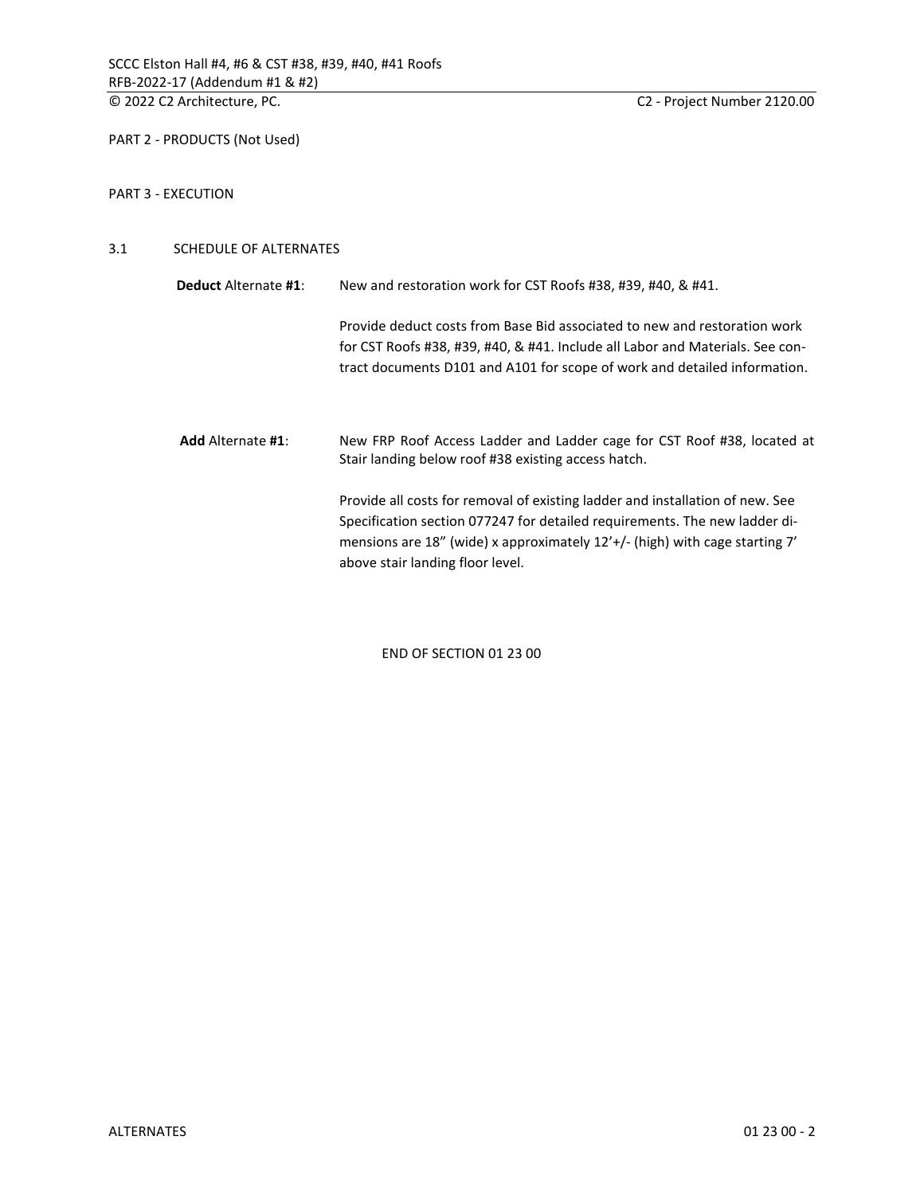PART 2 - PRODUCTS (Not Used)

PART 3 - EXECUTION

3.1 SCHEDULE OF ALTERNATES

**Deduct** Alternate **#1**: New and restoration work for CST Roofs #38, #39, #40, & #41.

Provide deduct costs from Base Bid associated to new and restoration work for CST Roofs #38, #39, #40, & #41. Include all Labor and Materials. See contract documents D101 and A101 for scope of work and detailed information.

**Add** Alternate **#1**: New FRP Roof Access Ladder and Ladder cage for CST Roof #38, located at Stair landing below roof #38 existing access hatch.

Provide all costs for removal of existing ladder and installation of new. See Specification section 077247 for detailed requirements. The new ladder dimensions are 18" (wide) x approximately 12'+/- (high) with cage starting 7' above stair landing floor level.

END OF SECTION 01 23 00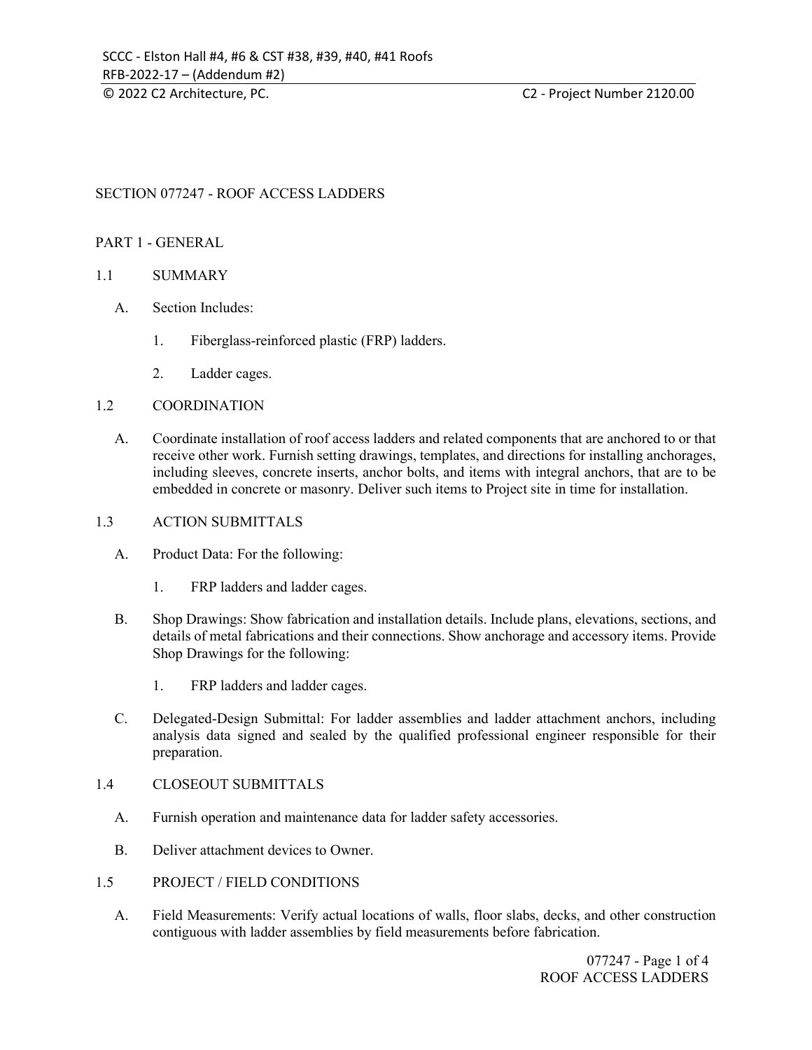# SECTION 077247 - ROOF ACCESS LADDERS

## PART 1 - GENERAL

### 1.1 SUMMARY

A. Section Includes:

1. Fiberglass-reinforced plastic (FRP) ladders.

2. Ladder cages.

### 1.2 COORDINATION

A. Coordinate installation of roof access ladders and related components that are anchored to or that receive other work. Furnish setting drawings, templates, and directions for installing anchorages, including sleeves, concrete inserts, anchor bolts, and items with integral anchors, that are to be embedded in concrete or masonry. Deliver such items to Project site in time for installation.

### 1.3 ACTION SUBMITTALS

A. Product Data: For the following:

1. FRP ladders and ladder cages.

B. Shop Drawings: Show fabrication and installation details. Include plans, elevations, sections, and details of metal fabrications and their connections. Show anchorage and accessory items. Provide Shop Drawings for the following:

1. FRP ladders and ladder cages.

C. Delegated-Design Submittal: For ladder assemblies and ladder attachment anchors, including analysis data signed and sealed by the qualified professional engineer responsible for their preparation.

### 1.4 CLOSEOUT SUBMITTALS

A. Furnish operation and maintenance data for ladder safety accessories.

B. Deliver attachment devices to Owner.

### 1.5 PROJECT / FIELD CONDITIONS

A. Field Measurements: Verify actual locations of walls, floor slabs, decks, and other construction contiguous with ladder assemblies by field measurements before fabrication.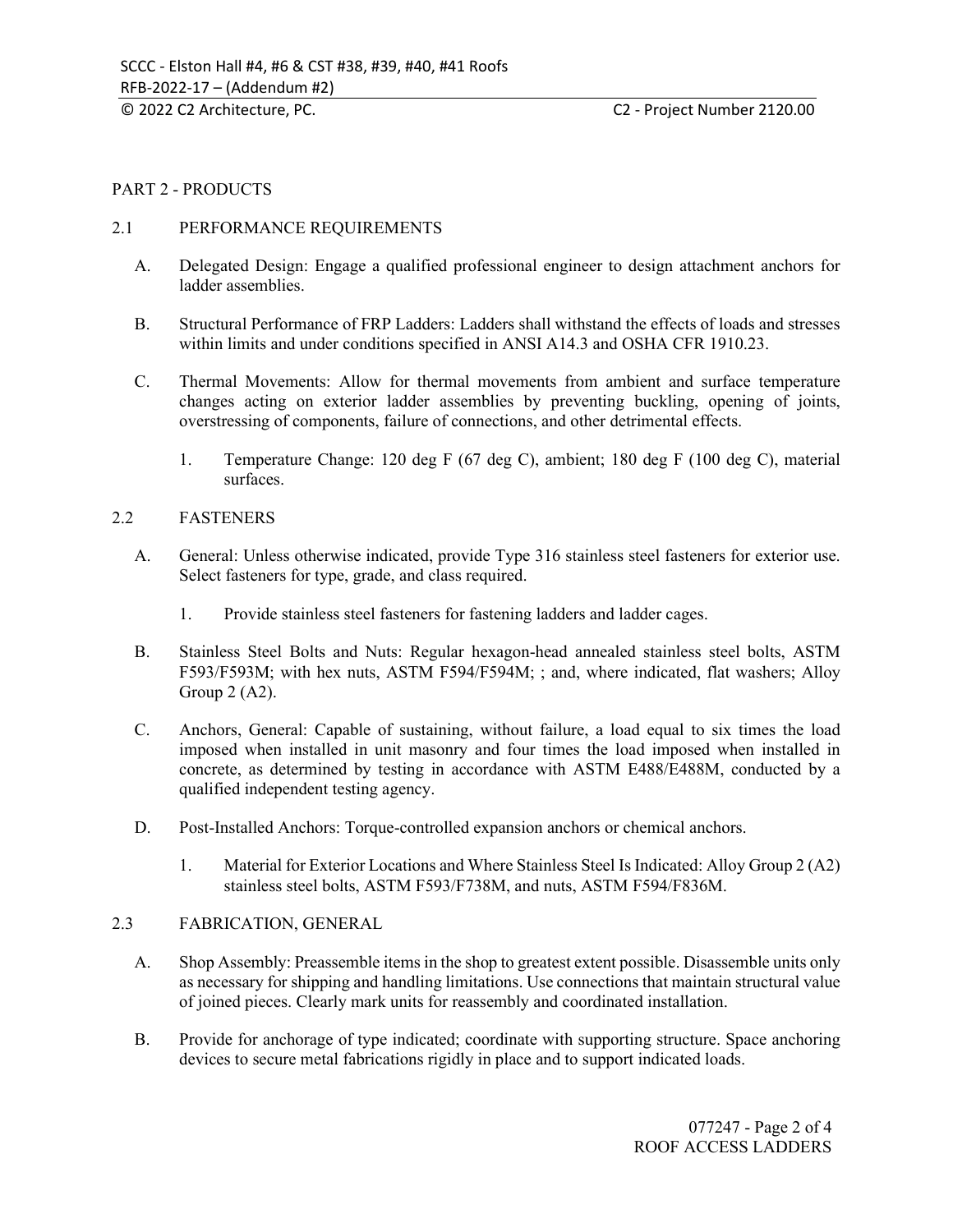## PART 2 - PRODUCTS

### 2.1 PERFORMANCE REQUIREMENTS

A. Delegated Design: Engage a qualified professional engineer to design attachment anchors for ladder assemblies.

B. Structural Performance of FRP Ladders: Ladders shall withstand the effects of loads and stresses within limits and under conditions specified in ANSI A14.3 and OSHA CFR 1910.23.

C. Thermal Movements: Allow for thermal movements from ambient and surface temperature changes acting on exterior ladder assemblies by preventing buckling, opening of joints, overstressing of components, failure of connections, and other detrimental effects.

   1. Temperature Change: 120 deg F (67 deg C), ambient; 180 deg F (100 deg C), material surfaces.

### 2.2 FASTENERS

A. General: Unless otherwise indicated, provide Type 316 stainless steel fasteners for exterior use. Select fasteners for type, grade, and class required.

   1. Provide stainless steel fasteners for fastening ladders and ladder cages.

B. Stainless Steel Bolts and Nuts: Regular hexagon-head annealed stainless steel bolts, ASTM F593/F593M; with hex nuts, ASTM F594/F594M; ; and, where indicated, flat washers; Alloy Group 2 (A2).

C. Anchors, General: Capable of sustaining, without failure, a load equal to six times the load imposed when installed in unit masonry and four times the load imposed when installed in concrete, as determined by testing in accordance with ASTM E488/E488M, conducted by a qualified independent testing agency.

D. Post-Installed Anchors: Torque-controlled expansion anchors or chemical anchors.

   1. Material for Exterior Locations and Where Stainless Steel Is Indicated: Alloy Group 2 (A2) stainless steel bolts, ASTM F593/F738M, and nuts, ASTM F594/F836M.

### 2.3 FABRICATION, GENERAL

A. Shop Assembly: Preassemble items in the shop to greatest extent possible. Disassemble units only as necessary for shipping and handling limitations. Use connections that maintain structural value of joined pieces. Clearly mark units for reassembly and coordinated installation.

B. Provide for anchorage of type indicated; coordinate with supporting structure. Space anchoring devices to secure metal fabrications rigidly in place and to support indicated loads.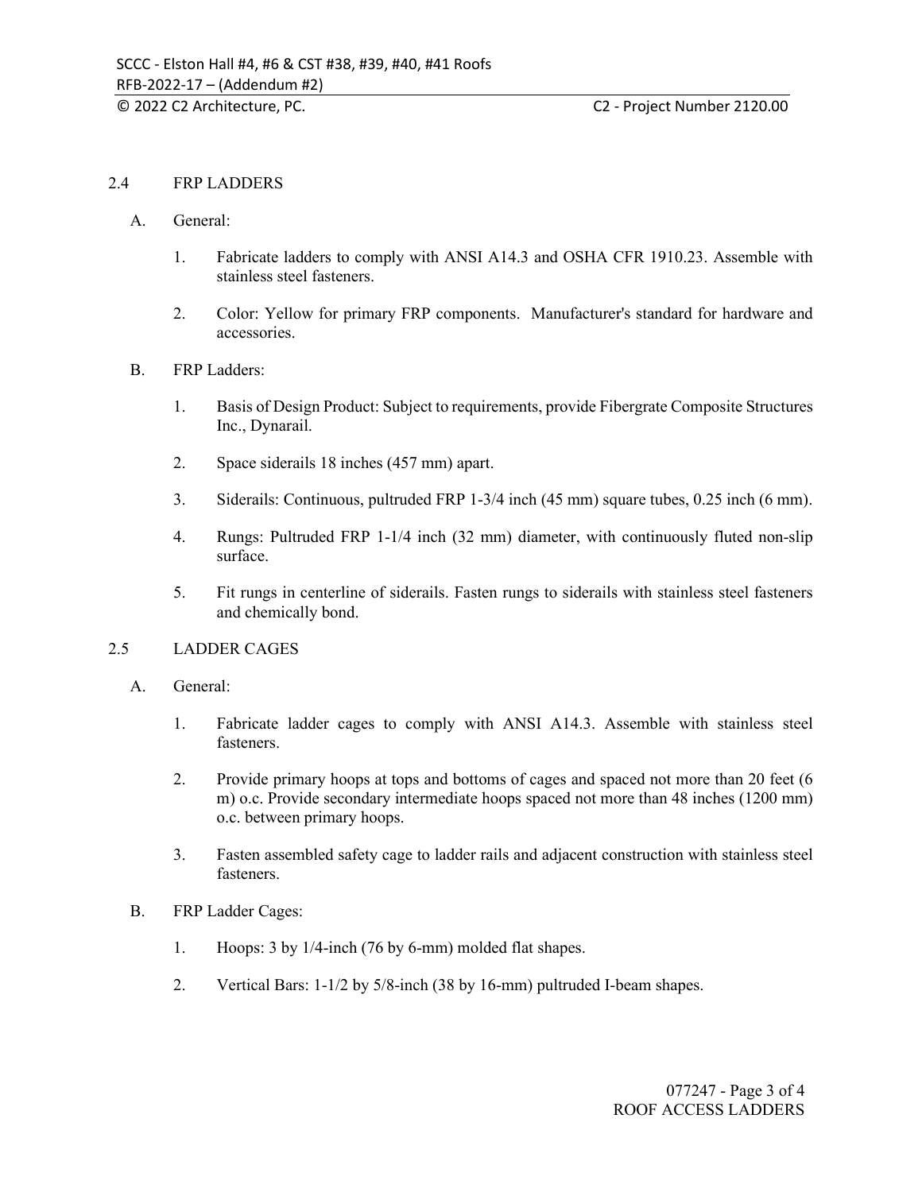## 2.4 FRP LADDERS

A. General:

1. Fabricate ladders to comply with ANSI A14.3 and OSHA CFR 1910.23. Assemble with stainless steel fasteners.

2. Color: Yellow for primary FRP components. Manufacturer's standard for hardware and accessories.

B. FRP Ladders:

1. Basis of Design Product: Subject to requirements, provide Fibergrate Composite Structures Inc., Dynarail.

2. Space siderails 18 inches (457 mm) apart.

3. Siderails: Continuous, pultruded FRP 1-3/4 inch (45 mm) square tubes, 0.25 inch (6 mm).

4. Rungs: Pultruded FRP 1-1/4 inch (32 mm) diameter, with continuously fluted non-slip surface.

5. Fit rungs in centerline of siderails. Fasten rungs to siderails with stainless steel fasteners and chemically bond.

## 2.5 LADDER CAGES

A. General:

1. Fabricate ladder cages to comply with ANSI A14.3. Assemble with stainless steel fasteners.

2. Provide primary hoops at tops and bottoms of cages and spaced not more than 20 feet (6 m) o.c. Provide secondary intermediate hoops spaced not more than 48 inches (1200 mm) o.c. between primary hoops.

3. Fasten assembled safety cage to ladder rails and adjacent construction with stainless steel fasteners.

B. FRP Ladder Cages:

1. Hoops: 3 by 1/4-inch (76 by 6-mm) molded flat shapes.

2. Vertical Bars: 1-1/2 by 5/8-inch (38 by 16-mm) pultruded I-beam shapes.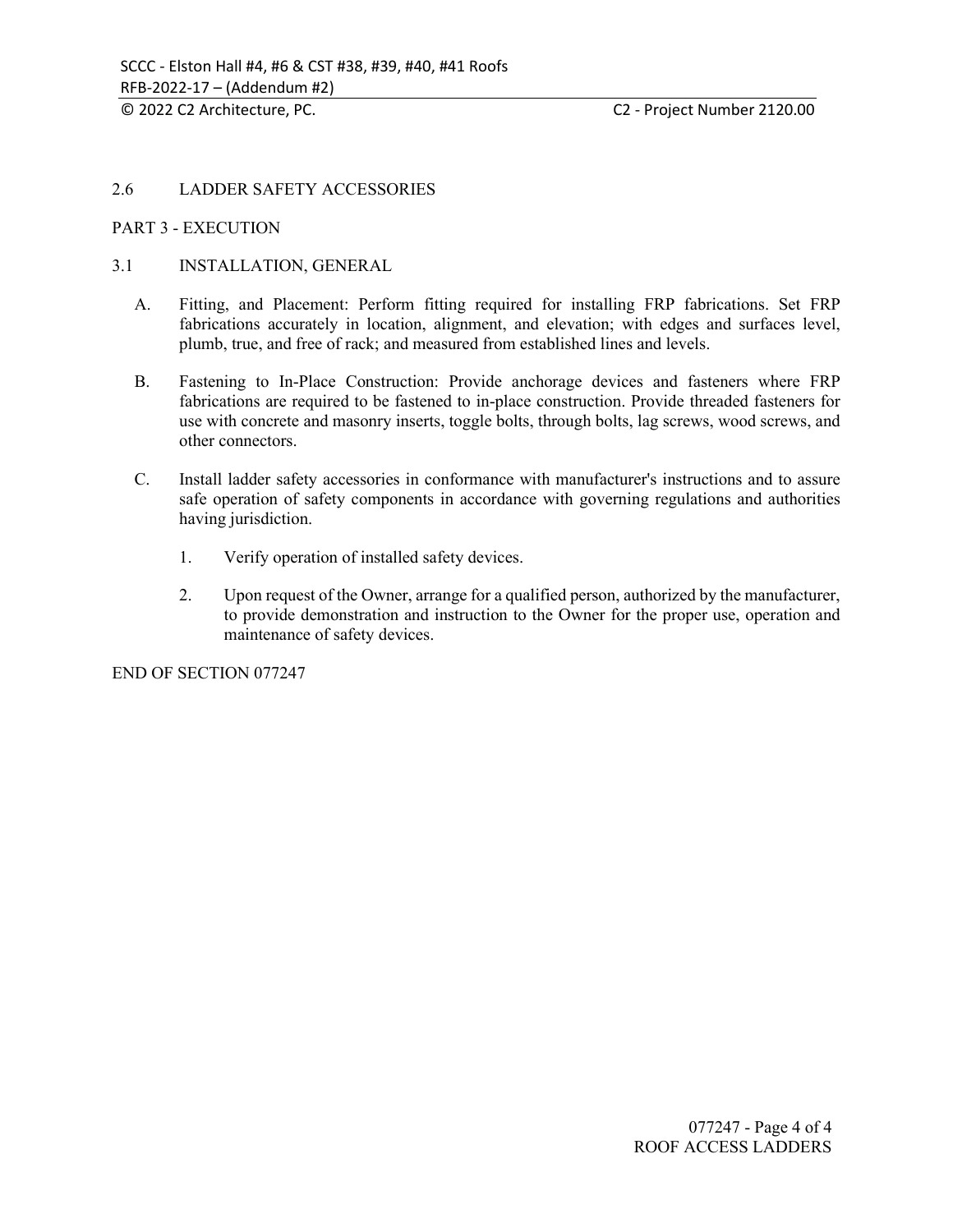## 2.6 LADDER SAFETY ACCESSORIES

# PART 3 - EXECUTION

## 3.1 INSTALLATION, GENERAL

A. Fitting, and Placement: Perform fitting required for installing FRP fabrications. Set FRP fabrications accurately in location, alignment, and elevation; with edges and surfaces level, plumb, true, and free of rack; and measured from established lines and levels.

B. Fastening to In-Place Construction: Provide anchorage devices and fasteners where FRP fabrications are required to be fastened to in-place construction. Provide threaded fasteners for use with concrete and masonry inserts, toggle bolts, through bolts, lag screws, wood screws, and other connectors.

C. Install ladder safety accessories in conformance with manufacturer's instructions and to assure safe operation of safety components in accordance with governing regulations and authorities having jurisdiction.

   1. Verify operation of installed safety devices.

   2. Upon request of the Owner, arrange for a qualified person, authorized by the manufacturer, to provide demonstration and instruction to the Owner for the proper use, operation and maintenance of safety devices.

END OF SECTION 077247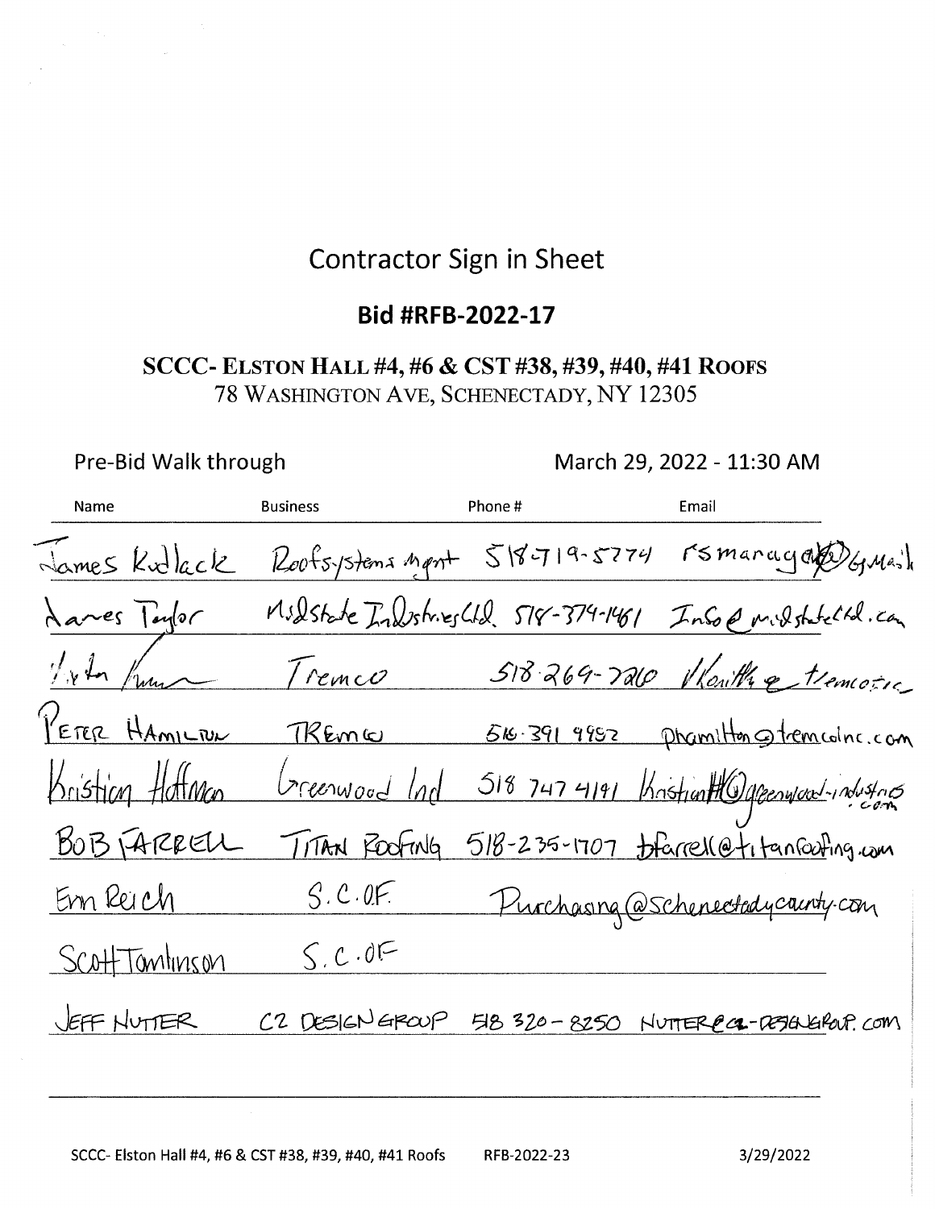# Contractor Sign in Sheet

## Bid #RFB-2022-17

### SCCC- ELSTON HALL #4, #6 & CST #38, #39, #40, #41 ROOFS

78 WASHINGTON AVE, SCHENECTADY, NY 12305

Pre-Bid Walk through March 29, 2022 - 11:30 AM

| Name | Business | Phone # | Email |
|---|---|---|---|
| James Kudlack | Roofsystems Mgmt | 518-719-5774 | rsmanage@gmail |
| James Taylor | MidState Industries Ltd. | 518-374-1461 | Info@midstateltd.com |
| Keith Kun | Tremco | 518-269-7260 | KKonitt@tremcoinc |
| PETER HAMILTON | TREMCO | 518-391 9982 | phamilton@tremcoinc.com |
| Kristian Hoffman | Greenwood Ind | 518 747 4141 | KristianH@greenwood-industries.com |
| BOB FARRELL | TITAN ROOFING | 518-235-1707 | bfarrell@titanroofing.com |
| Erin Reich | S.C.O.F. | | Purchasing@schenectadycounty.com |
| Scott Tomlinson | S.C.OF | | |
| JEFF NUTTER | C2 DESIGN GROUP | 518 320-8250 | NUTTER@C2-DESIGNGROUP.COM |